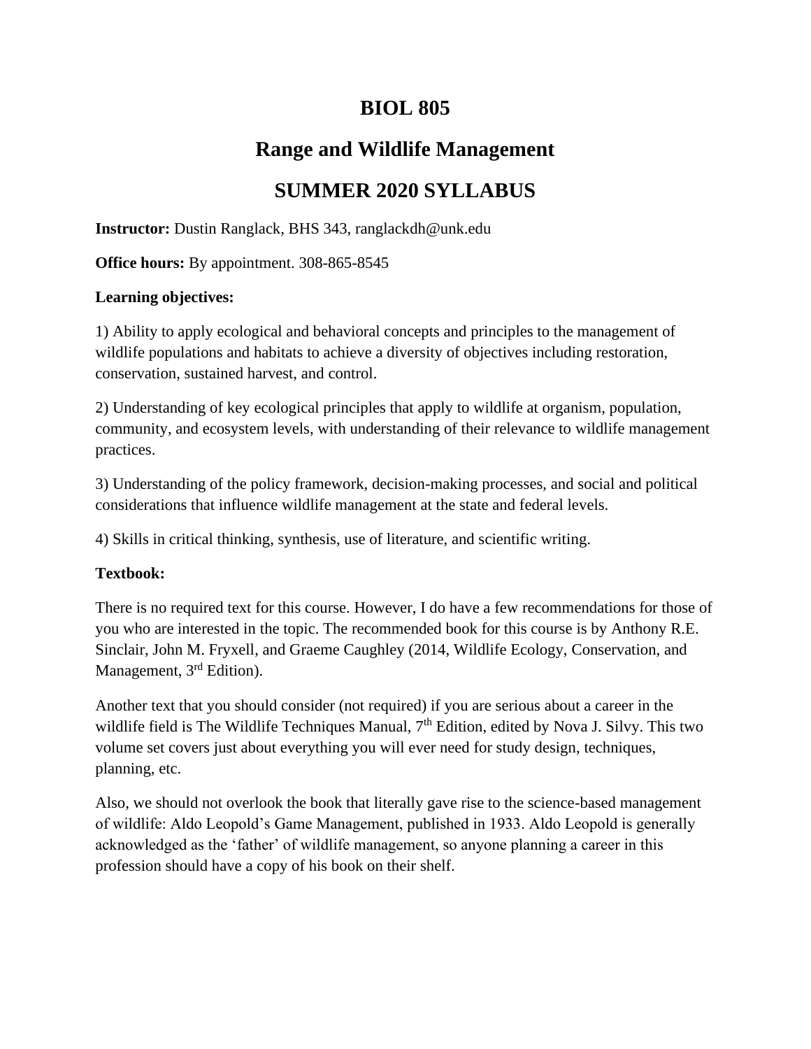# BIOL 805

## Range and Wildlife Management

## SUMMER 2020 SYLLABUS

**Instructor:** Dustin Ranglack, BHS 343, ranglackdh@unk.edu

**Office hours:** By appointment. 308-865-8545

**Learning objectives:**

1) Ability to apply ecological and behavioral concepts and principles to the management of wildlife populations and habitats to achieve a diversity of objectives including restoration, conservation, sustained harvest, and control.

2) Understanding of key ecological principles that apply to wildlife at organism, population, community, and ecosystem levels, with understanding of their relevance to wildlife management practices.

3) Understanding of the policy framework, decision-making processes, and social and political considerations that influence wildlife management at the state and federal levels.

4) Skills in critical thinking, synthesis, use of literature, and scientific writing.

**Textbook:**

There is no required text for this course. However, I do have a few recommendations for those of you who are interested in the topic. The recommended book for this course is by Anthony R.E. Sinclair, John M. Fryxell, and Graeme Caughley (2014, Wildlife Ecology, Conservation, and Management, 3rd Edition).

Another text that you should consider (not required) if you are serious about a career in the wildlife field is The Wildlife Techniques Manual, 7th Edition, edited by Nova J. Silvy. This two volume set covers just about everything you will ever need for study design, techniques, planning, etc.

Also, we should not overlook the book that literally gave rise to the science-based management of wildlife: Aldo Leopold's Game Management, published in 1933. Aldo Leopold is generally acknowledged as the 'father' of wildlife management, so anyone planning a career in this profession should have a copy of his book on their shelf.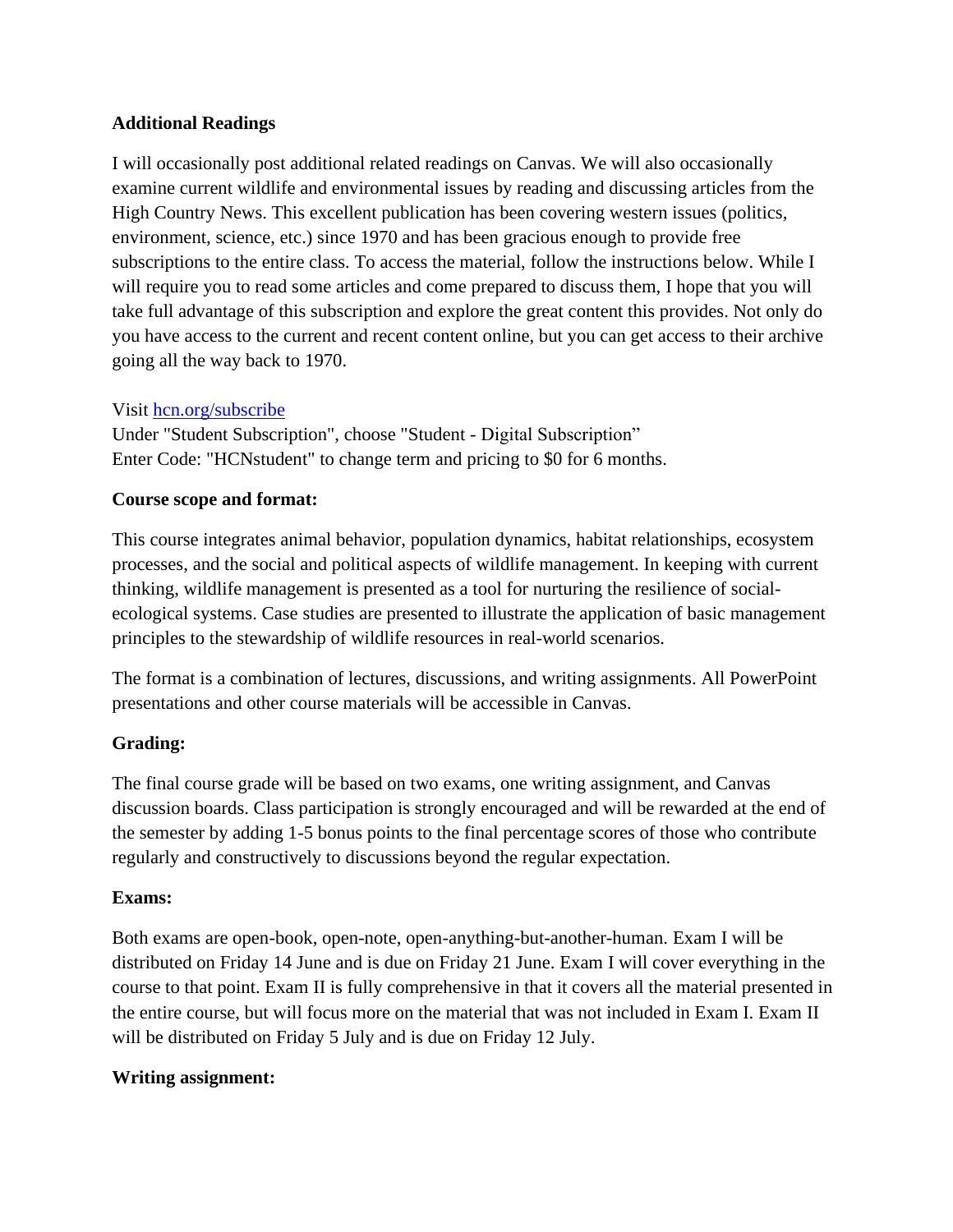**Additional Readings**

I will occasionally post additional related readings on Canvas. We will also occasionally examine current wildlife and environmental issues by reading and discussing articles from the High Country News. This excellent publication has been covering western issues (politics, environment, science, etc.) since 1970 and has been gracious enough to provide free subscriptions to the entire class. To access the material, follow the instructions below. While I will require you to read some articles and come prepared to discuss them, I hope that you will take full advantage of this subscription and explore the great content this provides. Not only do you have access to the current and recent content online, but you can get access to their archive going all the way back to 1970.

Visit [hcn.org/subscribe](hcn.org/subscribe)
Under "Student Subscription", choose "Student - Digital Subscription"
Enter Code: "HCNstudent" to change term and pricing to $0 for 6 months.

**Course scope and format:**

This course integrates animal behavior, population dynamics, habitat relationships, ecosystem processes, and the social and political aspects of wildlife management. In keeping with current thinking, wildlife management is presented as a tool for nurturing the resilience of social-ecological systems. Case studies are presented to illustrate the application of basic management principles to the stewardship of wildlife resources in real-world scenarios.

The format is a combination of lectures, discussions, and writing assignments. All PowerPoint presentations and other course materials will be accessible in Canvas.

**Grading:**

The final course grade will be based on two exams, one writing assignment, and Canvas discussion boards. Class participation is strongly encouraged and will be rewarded at the end of the semester by adding 1-5 bonus points to the final percentage scores of those who contribute regularly and constructively to discussions beyond the regular expectation.

**Exams:**

Both exams are open-book, open-note, open-anything-but-another-human. Exam I will be distributed on Friday 14 June and is due on Friday 21 June. Exam I will cover everything in the course to that point. Exam II is fully comprehensive in that it covers all the material presented in the entire course, but will focus more on the material that was not included in Exam I. Exam II will be distributed on Friday 5 July and is due on Friday 12 July.

**Writing assignment:**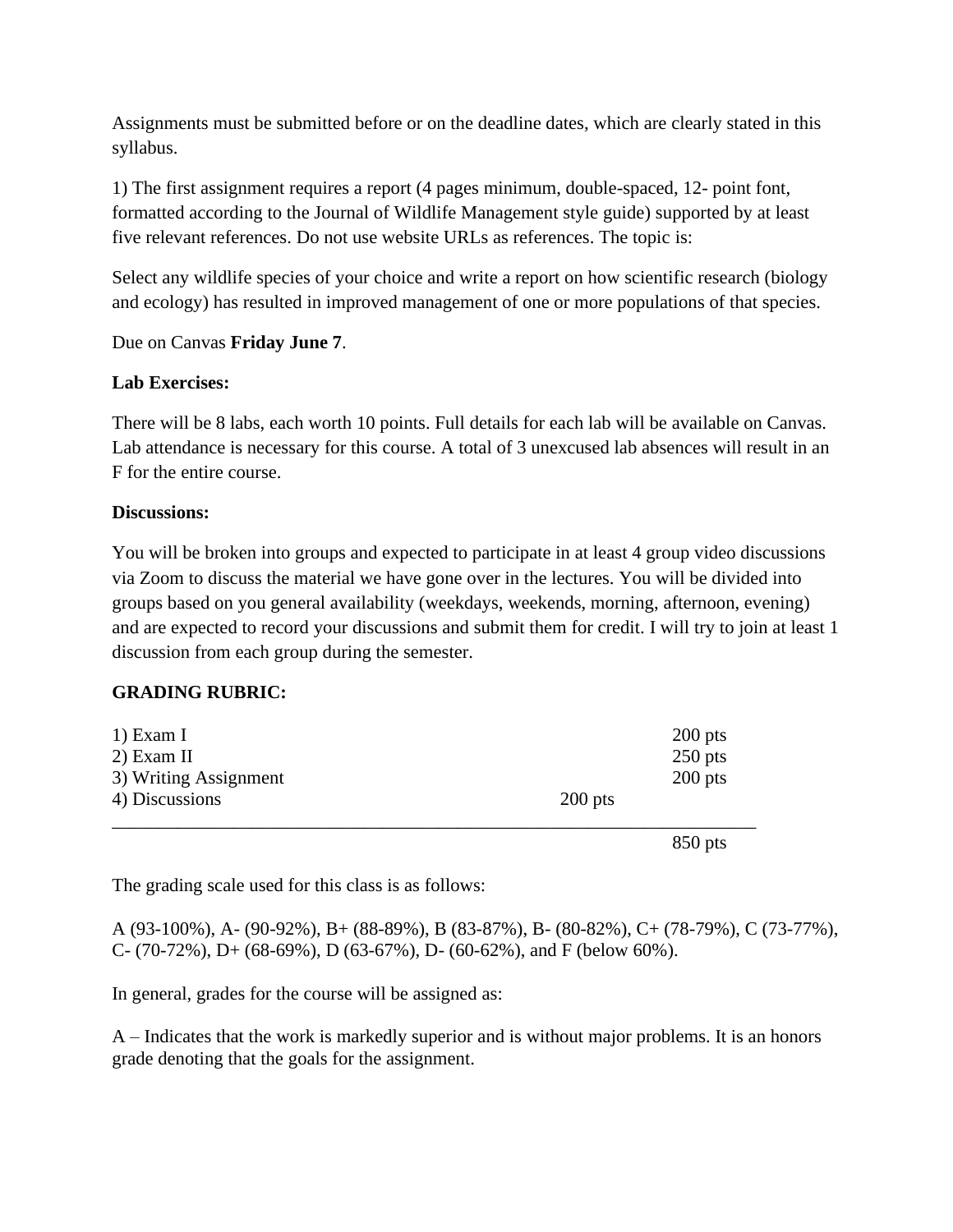Assignments must be submitted before or on the deadline dates, which are clearly stated in this syllabus.

1) The first assignment requires a report (4 pages minimum, double-spaced, 12- point font, formatted according to the Journal of Wildlife Management style guide) supported by at least five relevant references. Do not use website URLs as references. The topic is:

Select any wildlife species of your choice and write a report on how scientific research (biology and ecology) has resulted in improved management of one or more populations of that species.

Due on Canvas **Friday June 7**.

**Lab Exercises:**

There will be 8 labs, each worth 10 points. Full details for each lab will be available on Canvas. Lab attendance is necessary for this course. A total of 3 unexcused lab absences will result in an F for the entire course.

**Discussions:**

You will be broken into groups and expected to participate in at least 4 group video discussions via Zoom to discuss the material we have gone over in the lectures. You will be divided into groups based on you general availability (weekdays, weekends, morning, afternoon, evening) and are expected to record your discussions and submit them for credit. I will try to join at least 1 discussion from each group during the semester.

**GRADING RUBRIC:**

| | |
|---|---|
| 1) Exam I | 200 pts |
| 2) Exam II | 250 pts |
| 3) Writing Assignment | 200 pts |
| 4) Discussions | 200 pts |
| | 850 pts |

The grading scale used for this class is as follows:

A (93-100%), A- (90-92%), B+ (88-89%), B (83-87%), B- (80-82%), C+ (78-79%), C (73-77%), C- (70-72%), D+ (68-69%), D (63-67%), D- (60-62%), and F (below 60%).

In general, grades for the course will be assigned as:

A – Indicates that the work is markedly superior and is without major problems. It is an honors grade denoting that the goals for the assignment.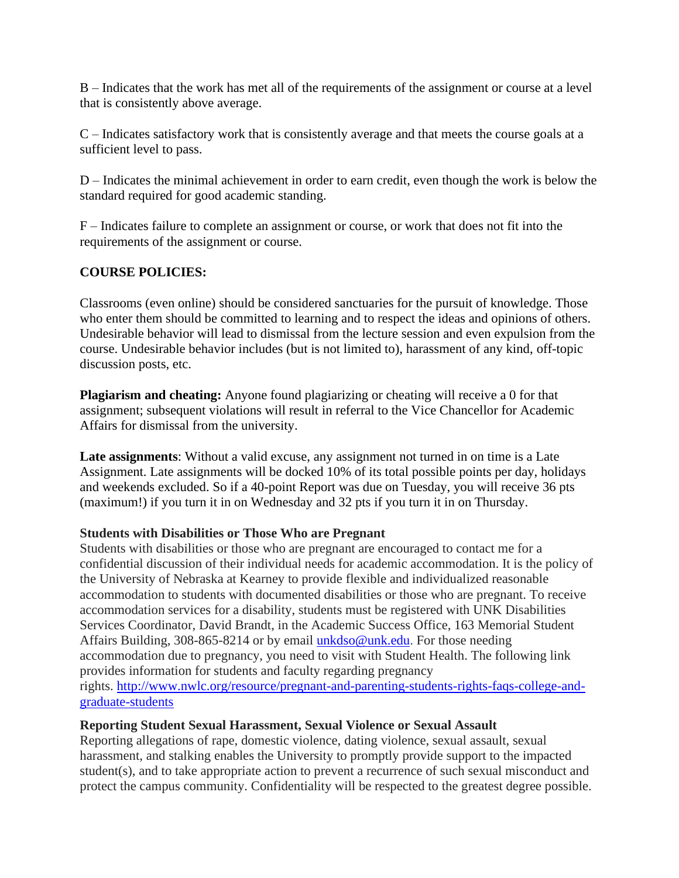B – Indicates that the work has met all of the requirements of the assignment or course at a level that is consistently above average.

C – Indicates satisfactory work that is consistently average and that meets the course goals at a sufficient level to pass.

D – Indicates the minimal achievement in order to earn credit, even though the work is below the standard required for good academic standing.

F – Indicates failure to complete an assignment or course, or work that does not fit into the requirements of the assignment or course.

**COURSE POLICIES:**

Classrooms (even online) should be considered sanctuaries for the pursuit of knowledge. Those who enter them should be committed to learning and to respect the ideas and opinions of others. Undesirable behavior will lead to dismissal from the lecture session and even expulsion from the course. Undesirable behavior includes (but is not limited to), harassment of any kind, off-topic discussion posts, etc.

**Plagiarism and cheating:** Anyone found plagiarizing or cheating will receive a 0 for that assignment; subsequent violations will result in referral to the Vice Chancellor for Academic Affairs for dismissal from the university.

**Late assignments**: Without a valid excuse, any assignment not turned in on time is a Late Assignment. Late assignments will be docked 10% of its total possible points per day, holidays and weekends excluded. So if a 40-point Report was due on Tuesday, you will receive 36 pts (maximum!) if you turn it in on Wednesday and 32 pts if you turn it in on Thursday.

**Students with Disabilities or Those Who are Pregnant**

Students with disabilities or those who are pregnant are encouraged to contact me for a confidential discussion of their individual needs for academic accommodation. It is the policy of the University of Nebraska at Kearney to provide flexible and individualized reasonable accommodation to students with documented disabilities or those who are pregnant. To receive accommodation services for a disability, students must be registered with UNK Disabilities Services Coordinator, David Brandt, in the Academic Success Office, 163 Memorial Student Affairs Building, 308-865-8214 or by email unkdso@unk.edu. For those needing accommodation due to pregnancy, you need to visit with Student Health. The following link provides information for students and faculty regarding pregnancy rights. http://www.nwlc.org/resource/pregnant-and-parenting-students-rights-faqs-college-and-graduate-students

**Reporting Student Sexual Harassment, Sexual Violence or Sexual Assault**

Reporting allegations of rape, domestic violence, dating violence, sexual assault, sexual harassment, and stalking enables the University to promptly provide support to the impacted student(s), and to take appropriate action to prevent a recurrence of such sexual misconduct and protect the campus community. Confidentiality will be respected to the greatest degree possible.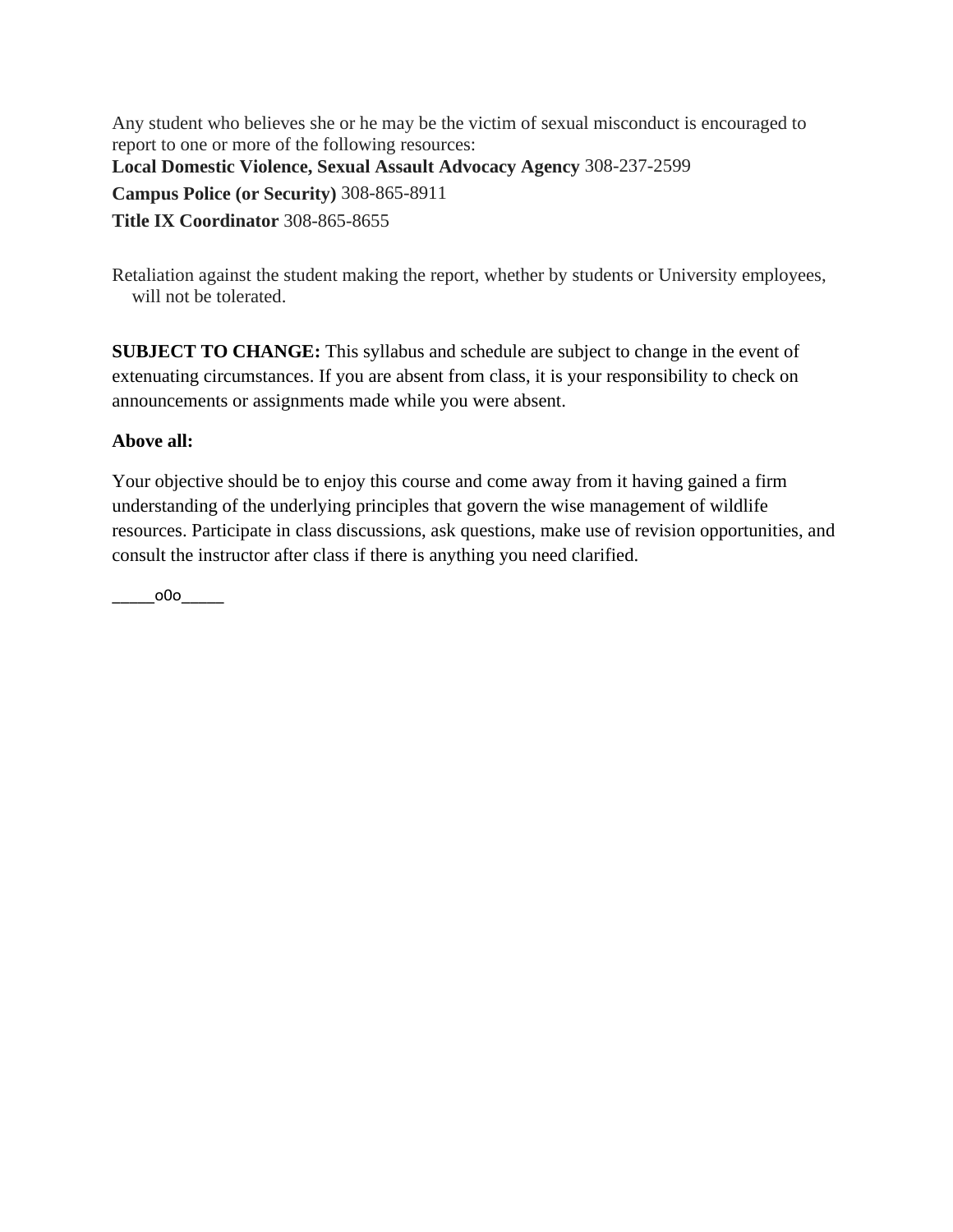Any student who believes she or he may be the victim of sexual misconduct is encouraged to report to one or more of the following resources:

**Local Domestic Violence, Sexual Assault Advocacy Agency** 308-237-2599

**Campus Police (or Security)** 308-865-8911

**Title IX Coordinator** 308-865-8655

Retaliation against the student making the report, whether by students or University employees, will not be tolerated.

**SUBJECT TO CHANGE:** This syllabus and schedule are subject to change in the event of extenuating circumstances. If you are absent from class, it is your responsibility to check on announcements or assignments made while you were absent.

**Above all:**

Your objective should be to enjoy this course and come away from it having gained a firm understanding of the underlying principles that govern the wise management of wildlife resources. Participate in class discussions, ask questions, make use of revision opportunities, and consult the instructor after class if there is anything you need clarified.

_____o0o_____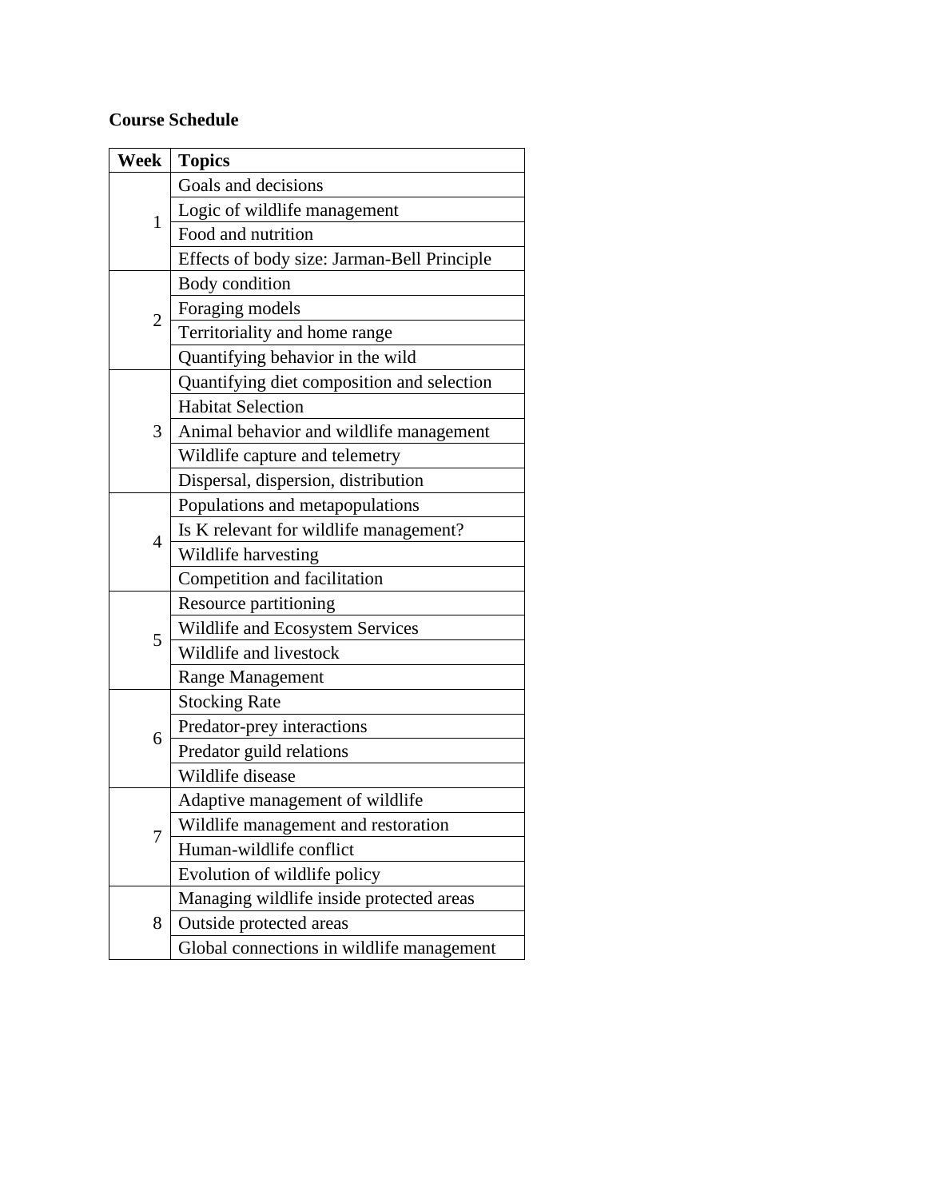**Course Schedule**

| Week | Topics |
| --- | --- |
| 1 | Goals and decisions |
| | Logic of wildlife management |
| | Food and nutrition |
| | Effects of body size: Jarman-Bell Principle |
| 2 | Body condition |
| | Foraging models |
| | Territoriality and home range |
| | Quantifying behavior in the wild |
| 3 | Quantifying diet composition and selection |
| | Habitat Selection |
| | Animal behavior and wildlife management |
| | Wildlife capture and telemetry |
| | Dispersal, dispersion, distribution |
| 4 | Populations and metapopulations |
| | Is K relevant for wildlife management? |
| | Wildlife harvesting |
| | Competition and facilitation |
| 5 | Resource partitioning |
| | Wildlife and Ecosystem Services |
| | Wildlife and livestock |
| | Range Management |
| 6 | Stocking Rate |
| | Predator-prey interactions |
| | Predator guild relations |
| | Wildlife disease |
| 7 | Adaptive management of wildlife |
| | Wildlife management and restoration |
| | Human-wildlife conflict |
| | Evolution of wildlife policy |
| 8 | Managing wildlife inside protected areas |
| | Outside protected areas |
| | Global connections in wildlife management |